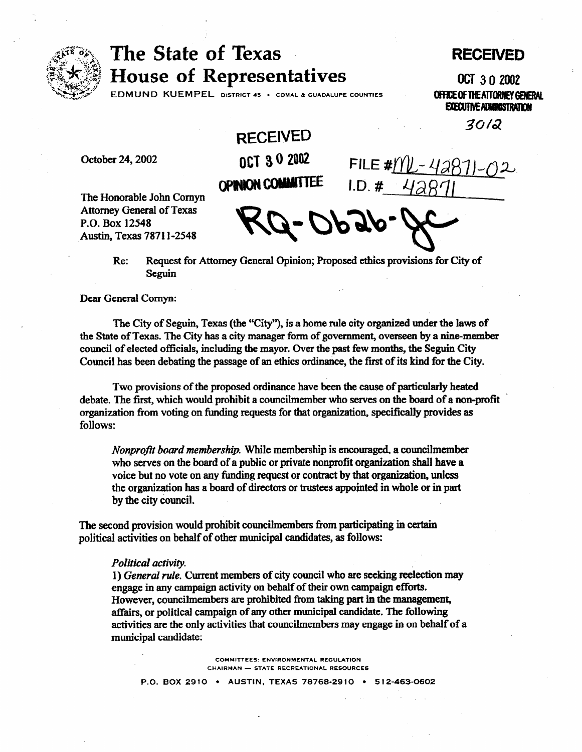# The State of Texas
# House of Representatives

EDMUND KUEMPEL DISTRICT 45 • COMAL & GUADALUPE COUNTIES

**RECEIVED**

OCT 30 2002

OFFICE OF THE ATTORNEY GENERAL
EXECUTIVE ADMINISTRATION

3012

**RECEIVED**

OCT 30 2002

OPINION COMMITTEE

FILE # ML-42871-02
I.D. # 42871

RQ-0626-JC

October 24, 2002

The Honorable John Cornyn
Attorney General of Texas
P.O. Box 12548
Austin, Texas 78711-2548

Re: Request for Attorney General Opinion; Proposed ethics provisions for City of Seguin

Dear General Cornyn:

The City of Seguin, Texas (the "City"), is a home rule city organized under the laws of the State of Texas. The City has a city manager form of government, overseen by a nine-member council of elected officials, including the mayor. Over the past few months, the Seguin City Council has been debating the passage of an ethics ordinance, the first of its kind for the City.

Two provisions of the proposed ordinance have been the cause of particularly heated debate. The first, which would prohibit a councilmember who serves on the board of a non-profit organization from voting on funding requests for that organization, specifically provides as follows:

> *Nonprofit board membership.* While membership is encouraged, a councilmember who serves on the board of a public or private nonprofit organization shall have a voice but no vote on any funding request or contract by that organization, unless the organization has a board of directors or trustees appointed in whole or in part by the city council.

The second provision would prohibit councilmembers from participating in certain political activities on behalf of other municipal candidates, as follows:

> *Political activity.*
> 1) *General rule.* Current members of city council who are seeking reelection may engage in any campaign activity on behalf of their own campaign efforts. However, councilmembers are prohibited from taking part in the management, affairs, or political campaign of any other municipal candidate. The following activities are the only activities that councilmembers may engage in on behalf of a municipal candidate:

COMMITTEES: ENVIRONMENTAL REGULATION
CHAIRMAN — STATE RECREATIONAL RESOURCES

P.O. BOX 2910 • AUSTIN, TEXAS 78768-2910 • 512-463-0602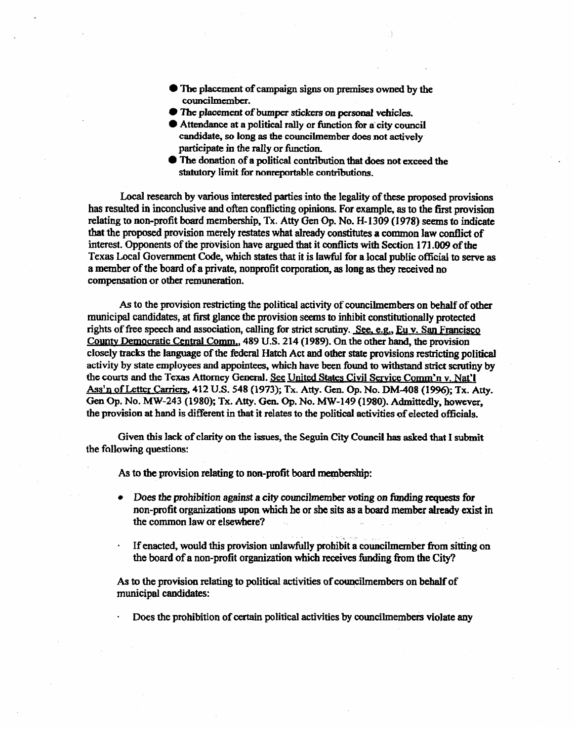- The placement of campaign signs on premises owned by the councilmember.
- The placement of bumper stickers on personal vehicles.
- Attendance at a political rally or function for a city council candidate, so long as the councilmember does not actively participate in the rally or function.
- The donation of a political contribution that does not exceed the statutory limit for nonreportable contributions.

Local research by various interested parties into the legality of these proposed provisions has resulted in inconclusive and often conflicting opinions. For example, as to the first provision relating to non-profit board membership, Tx. Atty Gen Op. No. H-1309 (1978) seems to indicate that the proposed provision merely restates what already constitutes a common law conflict of interest. Opponents of the provision have argued that it conflicts with Section 171.009 of the Texas Local Government Code, which states that it is lawful for a local public official to serve as a member of the board of a private, nonprofit corporation, as long as they received no compensation or other remuneration.

As to the provision restricting the political activity of councilmembers on behalf of other municipal candidates, at first glance the provision seems to inhibit constitutionally protected rights of free speech and association, calling for strict scrutiny. See, e.g., Eu v. San Francisco County Democratic Central Comm., 489 U.S. 214 (1989). On the other hand, the provision closely tracks the language of the federal Hatch Act and other state provisions restricting political activity by state employees and appointees, which have been found to withstand strict scrutiny by the courts and the Texas Attorney General. See United States Civil Service Comm'n v. Nat'l Ass'n of Letter Carriers, 412 U.S. 548 (1973); Tx. Atty. Gen. Op. No. DM-408 (1996); Tx. Atty. Gen Op. No. MW-243 (1980); Tx. Atty. Gen. Op. No. MW-149 (1980). Admittedly, however, the provision at hand is different in that it relates to the political activities of elected officials.

Given this lack of clarity on the issues, the Seguin City Council has asked that I submit the following questions:

As to the provision relating to non-profit board membership:

- Does the prohibition against a city councilmember voting on funding requests for non-profit organizations upon which he or she sits as a board member already exist in the common law or elsewhere?

- If enacted, would this provision unlawfully prohibit a councilmember from sitting on the board of a non-profit organization which receives funding from the City?

As to the provision relating to political activities of councilmembers on behalf of municipal candidates:

- Does the prohibition of certain political activities by councilmembers violate any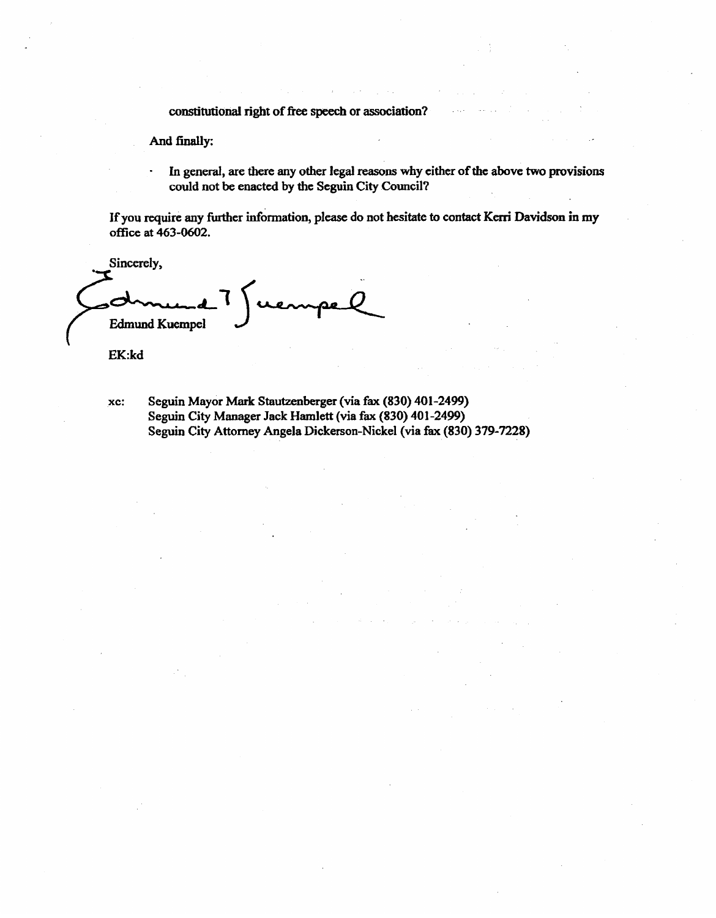constitutional right of free speech or association?

And finally:

- In general, are there any other legal reasons why either of the above two provisions could not be enacted by the Seguin City Council?

If you require any further information, please do not hesitate to contact Kerri Davidson in my office at 463-0602.

Sincerely,

Edmund Kuempel

EK:kd

xc: Seguin Mayor Mark Stautzenberger (via fax (830) 401-2499)
Seguin City Manager Jack Hamlett (via fax (830) 401-2499)
Seguin City Attorney Angela Dickerson-Nickel (via fax (830) 379-7228)